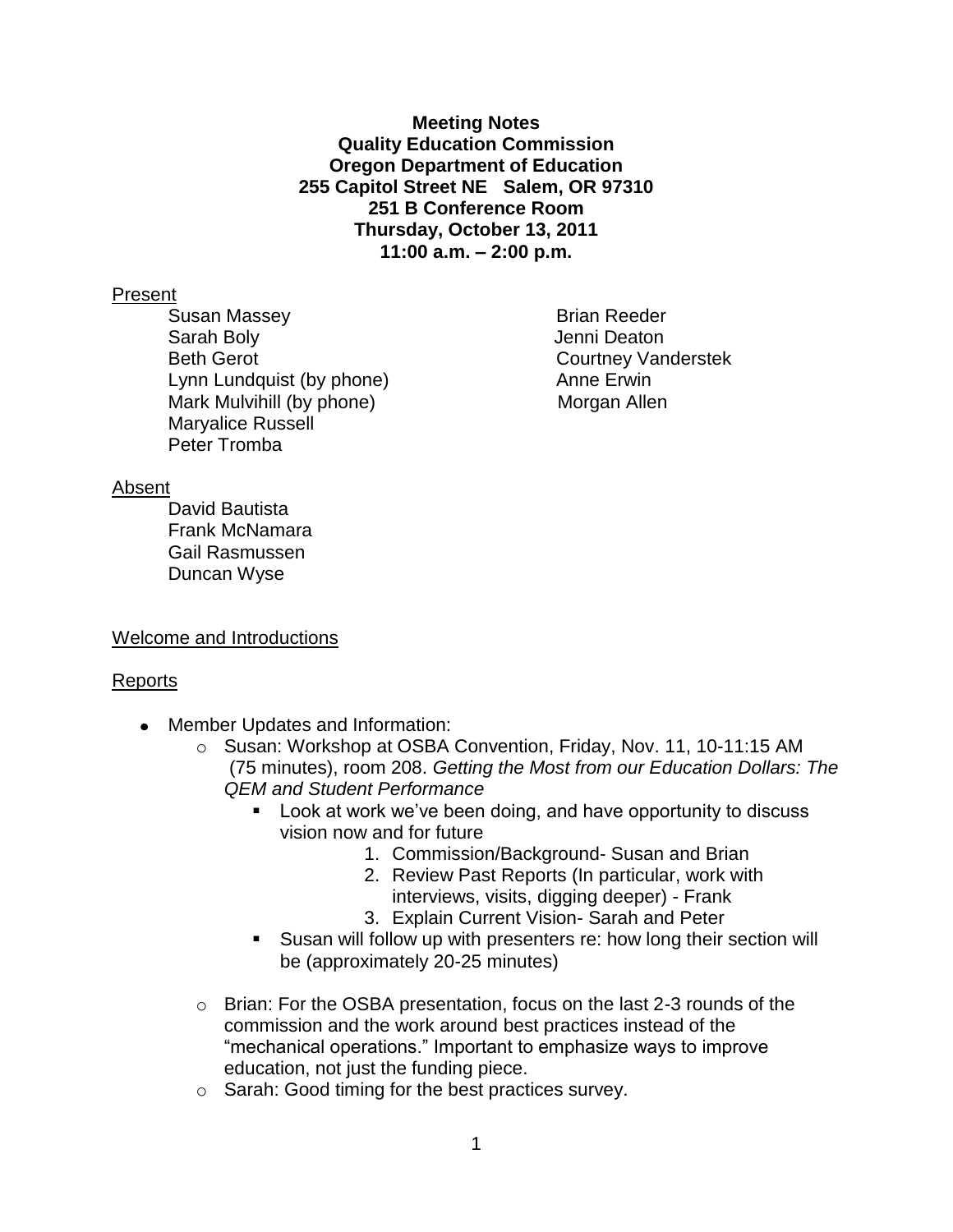**Meeting Notes**
**Quality Education Commission**
**Oregon Department of Education**
**255 Capitol Street NE Salem, OR 97310**
**251 B Conference Room**
**Thursday, October 13, 2011**
**11:00 a.m. – 2:00 p.m.**

Present

- Susan Massey
- Sarah Boly
- Beth Gerot
- Lynn Lundquist (by phone)
- Mark Mulvihill (by phone)
- Maryalice Russell
- Peter Tromba
- Brian Reeder
- Jenni Deaton
- Courtney Vanderstek
- Anne Erwin
- Morgan Allen

Absent

- David Bautista
- Frank McNamara
- Gail Rasmussen
- Duncan Wyse

Welcome and Introductions

Reports

- Member Updates and Information:
  - Susan: Workshop at OSBA Convention, Friday, Nov. 11, 10-11:15 AM (75 minutes), room 208. *Getting the Most from our Education Dollars: The QEM and Student Performance*
    - Look at work we've been doing, and have opportunity to discuss vision now and for future
      1. Commission/Background- Susan and Brian
      2. Review Past Reports (In particular, work with interviews, visits, digging deeper) - Frank
      3. Explain Current Vision- Sarah and Peter
    - Susan will follow up with presenters re: how long their section will be (approximately 20-25 minutes)
  - Brian: For the OSBA presentation, focus on the last 2-3 rounds of the commission and the work around best practices instead of the "mechanical operations." Important to emphasize ways to improve education, not just the funding piece.
  - Sarah: Good timing for the best practices survey.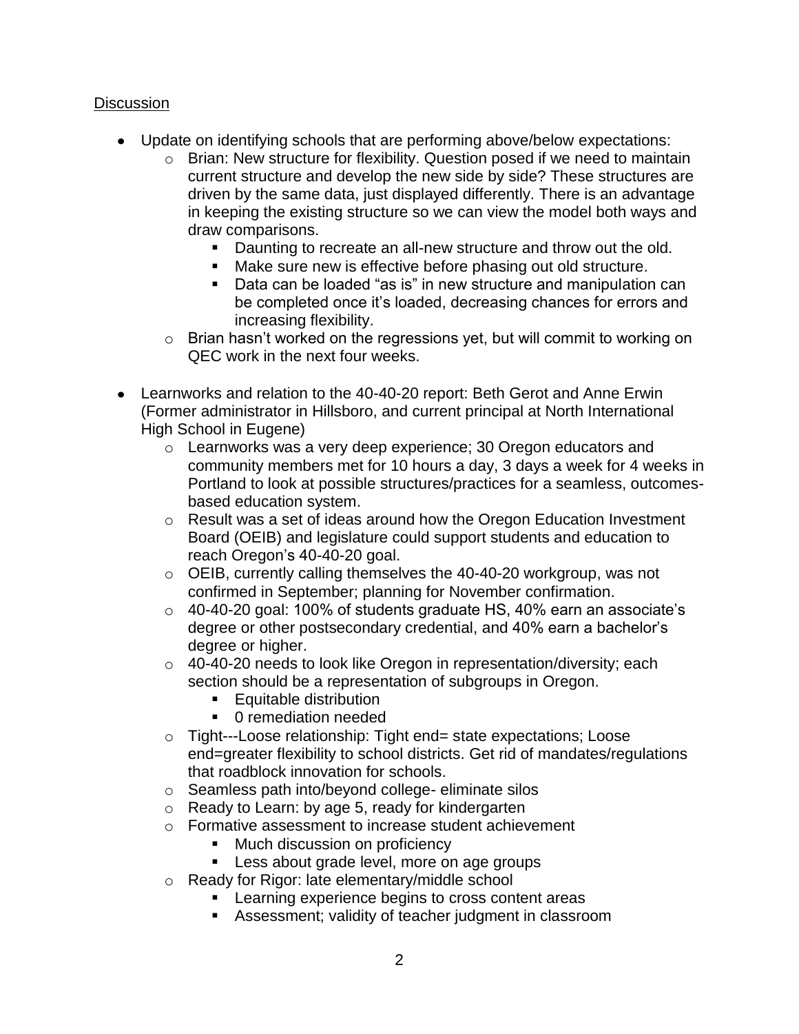Discussion

- Update on identifying schools that are performing above/below expectations:
  - Brian: New structure for flexibility. Question posed if we need to maintain current structure and develop the new side by side? These structures are driven by the same data, just displayed differently. There is an advantage in keeping the existing structure so we can view the model both ways and draw comparisons.
    - Daunting to recreate an all-new structure and throw out the old.
    - Make sure new is effective before phasing out old structure.
    - Data can be loaded "as is" in new structure and manipulation can be completed once it's loaded, decreasing chances for errors and increasing flexibility.
  - Brian hasn't worked on the regressions yet, but will commit to working on QEC work in the next four weeks.

- Learnworks and relation to the 40-40-20 report: Beth Gerot and Anne Erwin (Former administrator in Hillsboro, and current principal at North International High School in Eugene)
  - Learnworks was a very deep experience; 30 Oregon educators and community members met for 10 hours a day, 3 days a week for 4 weeks in Portland to look at possible structures/practices for a seamless, outcomes-based education system.
  - Result was a set of ideas around how the Oregon Education Investment Board (OEIB) and legislature could support students and education to reach Oregon's 40-40-20 goal.
  - OEIB, currently calling themselves the 40-40-20 workgroup, was not confirmed in September; planning for November confirmation.
  - 40-40-20 goal: 100% of students graduate HS, 40% earn an associate's degree or other postsecondary credential, and 40% earn a bachelor's degree or higher.
  - 40-40-20 needs to look like Oregon in representation/diversity; each section should be a representation of subgroups in Oregon.
    - Equitable distribution
    - 0 remediation needed
  - Tight---Loose relationship: Tight end= state expectations; Loose end=greater flexibility to school districts. Get rid of mandates/regulations that roadblock innovation for schools.
  - Seamless path into/beyond college- eliminate silos
  - Ready to Learn: by age 5, ready for kindergarten
  - Formative assessment to increase student achievement
    - Much discussion on proficiency
    - Less about grade level, more on age groups
  - Ready for Rigor: late elementary/middle school
    - Learning experience begins to cross content areas
    - Assessment; validity of teacher judgment in classroom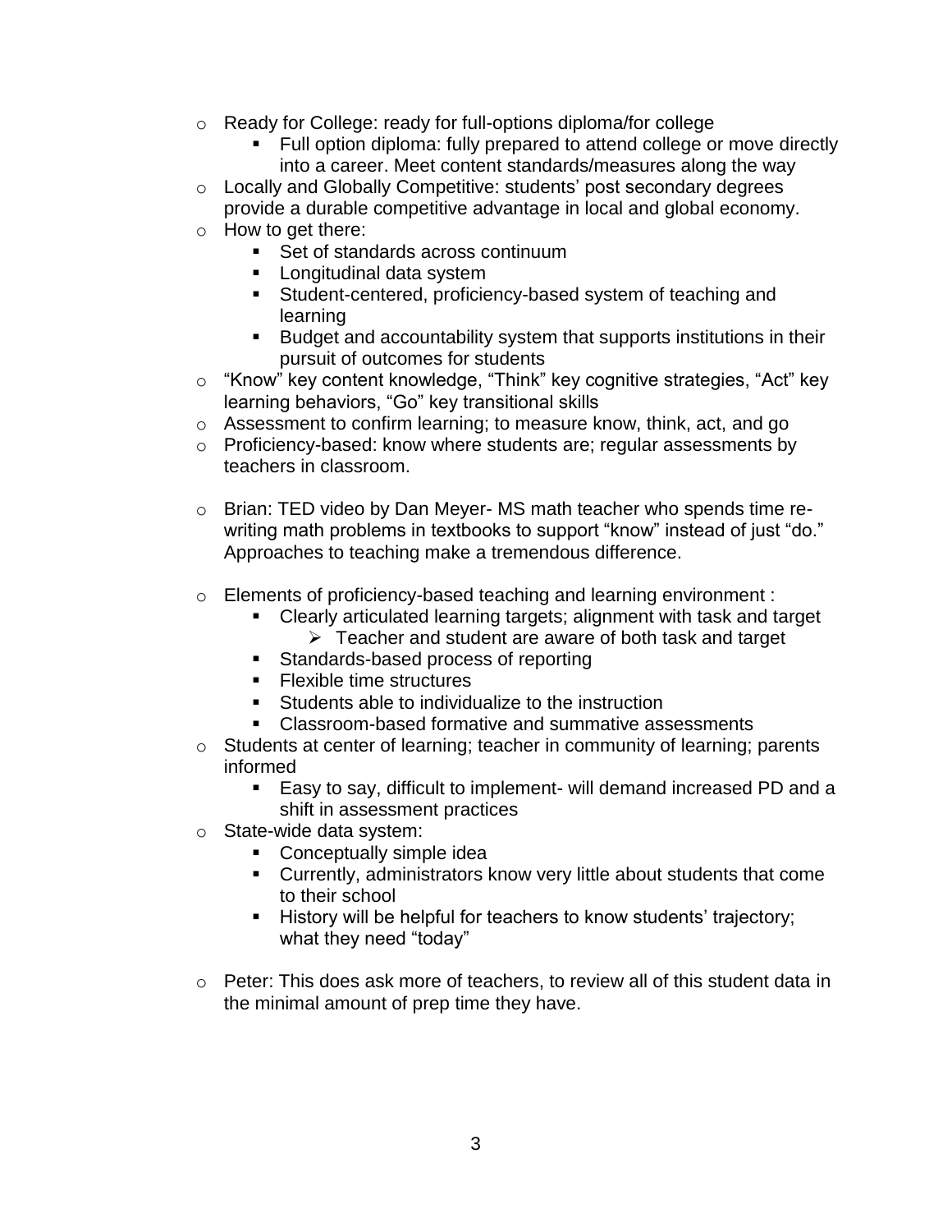- Ready for College: ready for full-options diploma/for college
  - Full option diploma: fully prepared to attend college or move directly into a career. Meet content standards/measures along the way
- Locally and Globally Competitive: students' post secondary degrees provide a durable competitive advantage in local and global economy.
- How to get there:
  - Set of standards across continuum
  - Longitudinal data system
  - Student-centered, proficiency-based system of teaching and learning
  - Budget and accountability system that supports institutions in their pursuit of outcomes for students
- "Know" key content knowledge, "Think" key cognitive strategies, "Act" key learning behaviors, "Go" key transitional skills
- Assessment to confirm learning; to measure know, think, act, and go
- Proficiency-based: know where students are; regular assessments by teachers in classroom.

- Brian: TED video by Dan Meyer- MS math teacher who spends time re-writing math problems in textbooks to support "know" instead of just "do." Approaches to teaching make a tremendous difference.

- Elements of proficiency-based teaching and learning environment :
  - Clearly articulated learning targets; alignment with task and target
    - Teacher and student are aware of both task and target
  - Standards-based process of reporting
  - Flexible time structures
  - Students able to individualize to the instruction
  - Classroom-based formative and summative assessments
- Students at center of learning; teacher in community of learning; parents informed
  - Easy to say, difficult to implement- will demand increased PD and a shift in assessment practices
- State-wide data system:
  - Conceptually simple idea
  - Currently, administrators know very little about students that come to their school
  - History will be helpful for teachers to know students' trajectory; what they need "today"

- Peter: This does ask more of teachers, to review all of this student data in the minimal amount of prep time they have.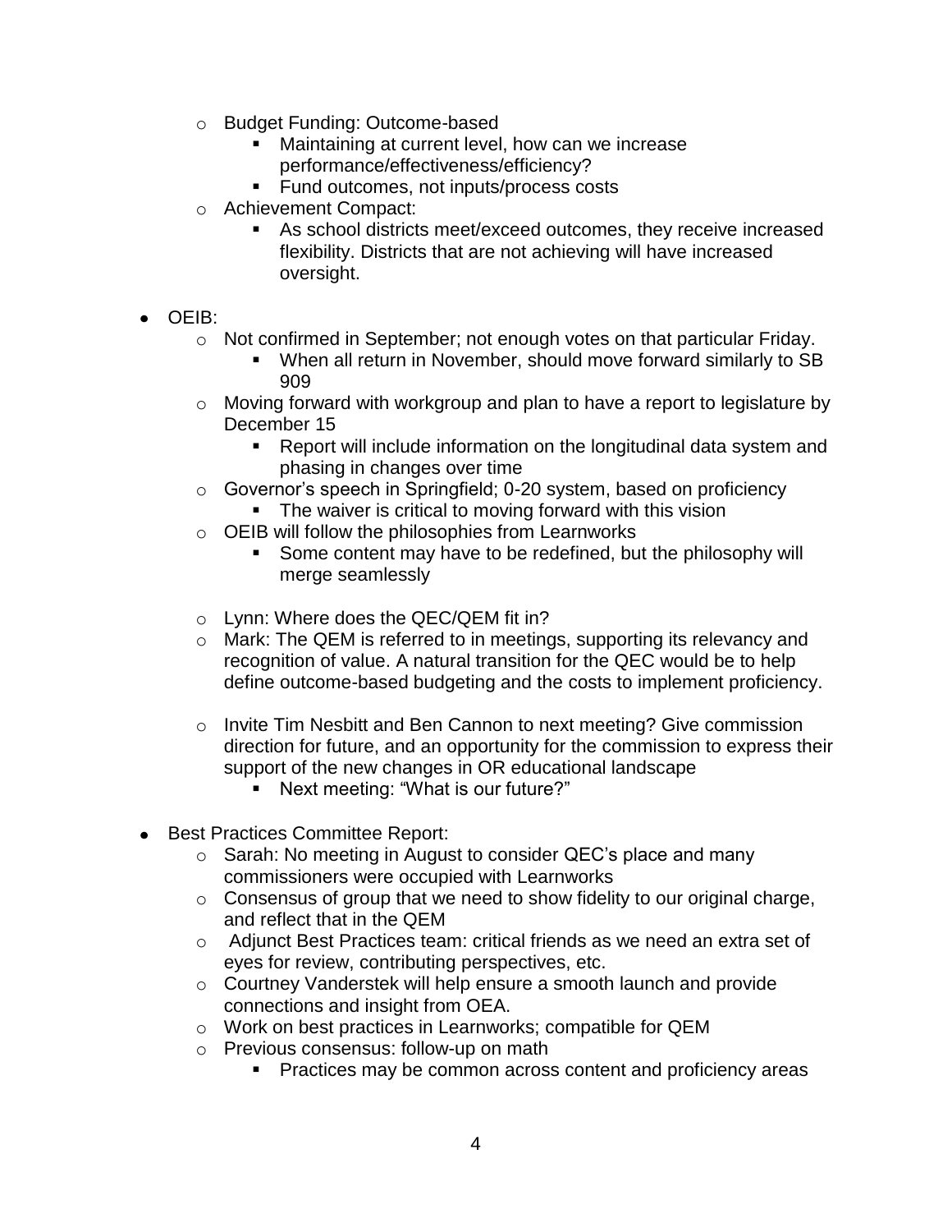- Budget Funding: Outcome-based
  - Maintaining at current level, how can we increase performance/effectiveness/efficiency?
  - Fund outcomes, not inputs/process costs
- Achievement Compact:
  - As school districts meet/exceed outcomes, they receive increased flexibility. Districts that are not achieving will have increased oversight.

- OEIB:
  - Not confirmed in September; not enough votes on that particular Friday.
    - When all return in November, should move forward similarly to SB 909
  - Moving forward with workgroup and plan to have a report to legislature by December 15
    - Report will include information on the longitudinal data system and phasing in changes over time
  - Governor's speech in Springfield; 0-20 system, based on proficiency
    - The waiver is critical to moving forward with this vision
  - OEIB will follow the philosophies from Learnworks
    - Some content may have to be redefined, but the philosophy will merge seamlessly
  - Lynn: Where does the QEC/QEM fit in?
  - Mark: The QEM is referred to in meetings, supporting its relevancy and recognition of value. A natural transition for the QEC would be to help define outcome-based budgeting and the costs to implement proficiency.
  - Invite Tim Nesbitt and Ben Cannon to next meeting? Give commission direction for future, and an opportunity for the commission to express their support of the new changes in OR educational landscape
    - Next meeting: "What is our future?"

- Best Practices Committee Report:
  - Sarah: No meeting in August to consider QEC's place and many commissioners were occupied with Learnworks
  - Consensus of group that we need to show fidelity to our original charge, and reflect that in the QEM
  - Adjunct Best Practices team: critical friends as we need an extra set of eyes for review, contributing perspectives, etc.
  - Courtney Vanderstek will help ensure a smooth launch and provide connections and insight from OEA.
  - Work on best practices in Learnworks; compatible for QEM
  - Previous consensus: follow-up on math
    - Practices may be common across content and proficiency areas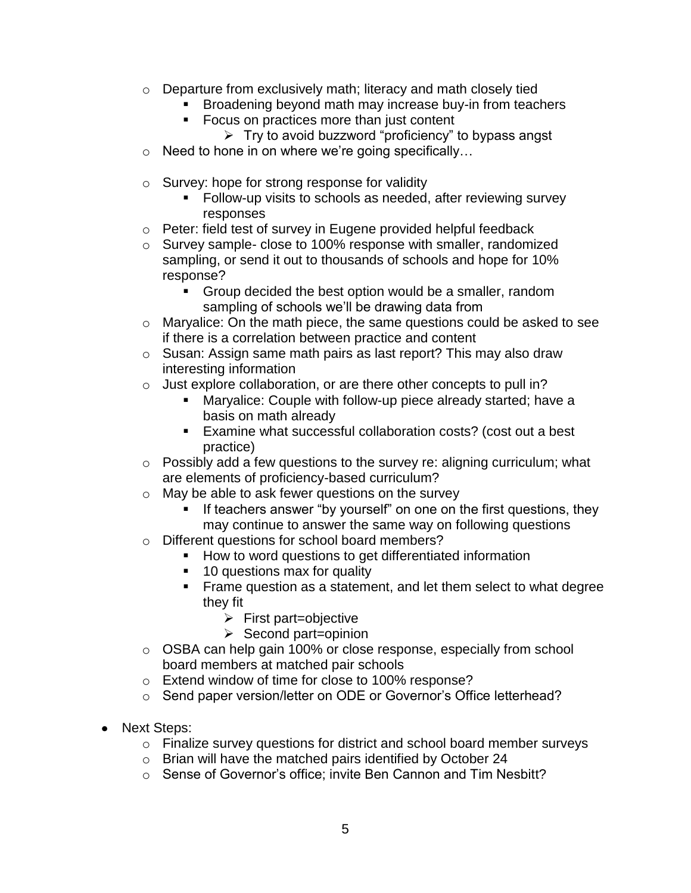- Departure from exclusively math; literacy and math closely tied
  - Broadening beyond math may increase buy-in from teachers
  - Focus on practices more than just content
    - Try to avoid buzzword "proficiency" to bypass angst
- Need to hone in on where we're going specifically…

- Survey: hope for strong response for validity
  - Follow-up visits to schools as needed, after reviewing survey responses
- Peter: field test of survey in Eugene provided helpful feedback
- Survey sample- close to 100% response with smaller, randomized sampling, or send it out to thousands of schools and hope for 10% response?
  - Group decided the best option would be a smaller, random sampling of schools we'll be drawing data from
- Maryalice: On the math piece, the same questions could be asked to see if there is a correlation between practice and content
- Susan: Assign same math pairs as last report? This may also draw interesting information
- Just explore collaboration, or are there other concepts to pull in?
  - Maryalice: Couple with follow-up piece already started; have a basis on math already
  - Examine what successful collaboration costs? (cost out a best practice)
- Possibly add a few questions to the survey re: aligning curriculum; what are elements of proficiency-based curriculum?
- May be able to ask fewer questions on the survey
  - If teachers answer "by yourself" on one on the first questions, they may continue to answer the same way on following questions
- Different questions for school board members?
  - How to word questions to get differentiated information
  - 10 questions max for quality
  - Frame question as a statement, and let them select to what degree they fit
    - First part=objective
    - Second part=opinion
- OSBA can help gain 100% or close response, especially from school board members at matched pair schools
- Extend window of time for close to 100% response?
- Send paper version/letter on ODE or Governor's Office letterhead?

- Next Steps:
  - Finalize survey questions for district and school board member surveys
  - Brian will have the matched pairs identified by October 24
  - Sense of Governor's office; invite Ben Cannon and Tim Nesbitt?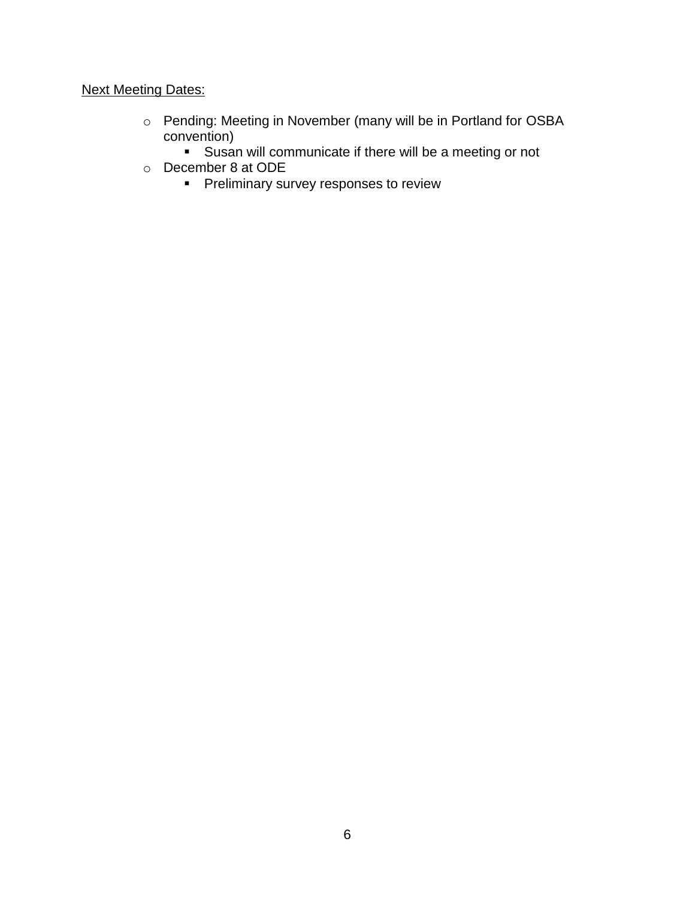<u>Next Meeting Dates:</u>

- Pending: Meeting in November (many will be in Portland for OSBA convention)
  - Susan will communicate if there will be a meeting or not
- December 8 at ODE
  - Preliminary survey responses to review